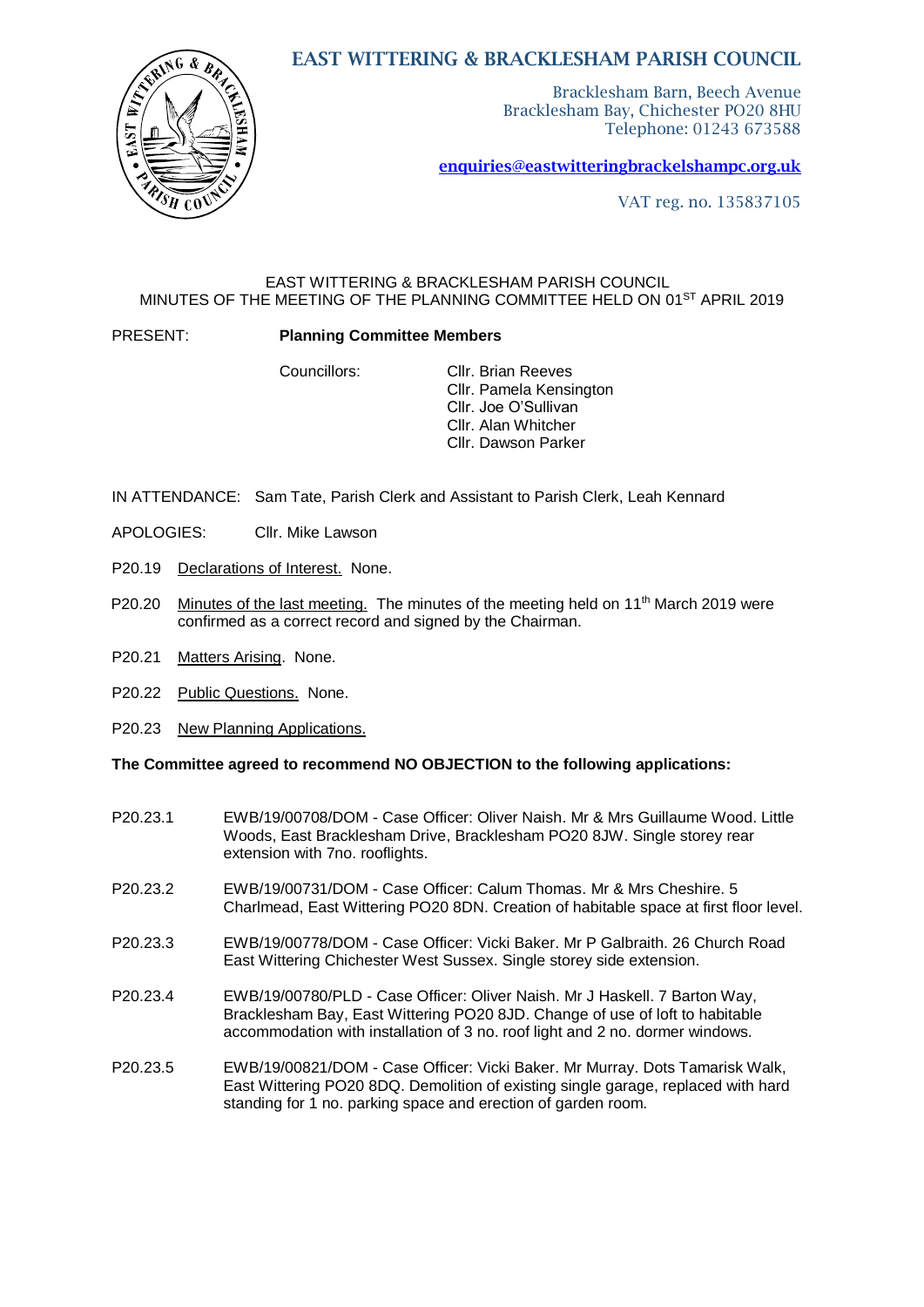# EAST WITTERING & BRACKLESHAM PARISH COUNCIL

Bracklesham Barn, Beech Avenue
Bracklesham Bay, Chichester PO20 8HU
Telephone: 01243 673588

**enquiries@eastwitteringbrackelshampc.org.uk**

VAT reg. no. 135837105

EAST WITTERING & BRACKLESHAM PARISH COUNCIL
MINUTES OF THE MEETING OF THE PLANNING COMMITTEE HELD ON 01ST APRIL 2019

PRESENT: **Planning Committee Members**

Councillors:
Cllr. Brian Reeves
Cllr. Pamela Kensington
Cllr. Joe O'Sullivan
Cllr. Alan Whitcher
Cllr. Dawson Parker

IN ATTENDANCE: Sam Tate, Parish Clerk and Assistant to Parish Clerk, Leah Kennard

APOLOGIES: Cllr. Mike Lawson

P20.19 Declarations of Interest. None.

P20.20 Minutes of the last meeting. The minutes of the meeting held on 11th March 2019 were confirmed as a correct record and signed by the Chairman.

P20.21 Matters Arising. None.

P20.22 Public Questions. None.

P20.23 New Planning Applications.

**The Committee agreed to recommend NO OBJECTION to the following applications:**

P20.23.1 EWB/19/00708/DOM - Case Officer: Oliver Naish. Mr & Mrs Guillaume Wood. Little Woods, East Bracklesham Drive, Bracklesham PO20 8JW. Single storey rear extension with 7no. rooflights.

P20.23.2 EWB/19/00731/DOM - Case Officer: Calum Thomas. Mr & Mrs Cheshire. 5 Charlmead, East Wittering PO20 8DN. Creation of habitable space at first floor level.

P20.23.3 EWB/19/00778/DOM - Case Officer: Vicki Baker. Mr P Galbraith. 26 Church Road East Wittering Chichester West Sussex. Single storey side extension.

P20.23.4 EWB/19/00780/PLD - Case Officer: Oliver Naish. Mr J Haskell. 7 Barton Way, Bracklesham Bay, East Wittering PO20 8JD. Change of use of loft to habitable accommodation with installation of 3 no. roof light and 2 no. dormer windows.

P20.23.5 EWB/19/00821/DOM - Case Officer: Vicki Baker. Mr Murray. Dots Tamarisk Walk, East Wittering PO20 8DQ. Demolition of existing single garage, replaced with hard standing for 1 no. parking space and erection of garden room.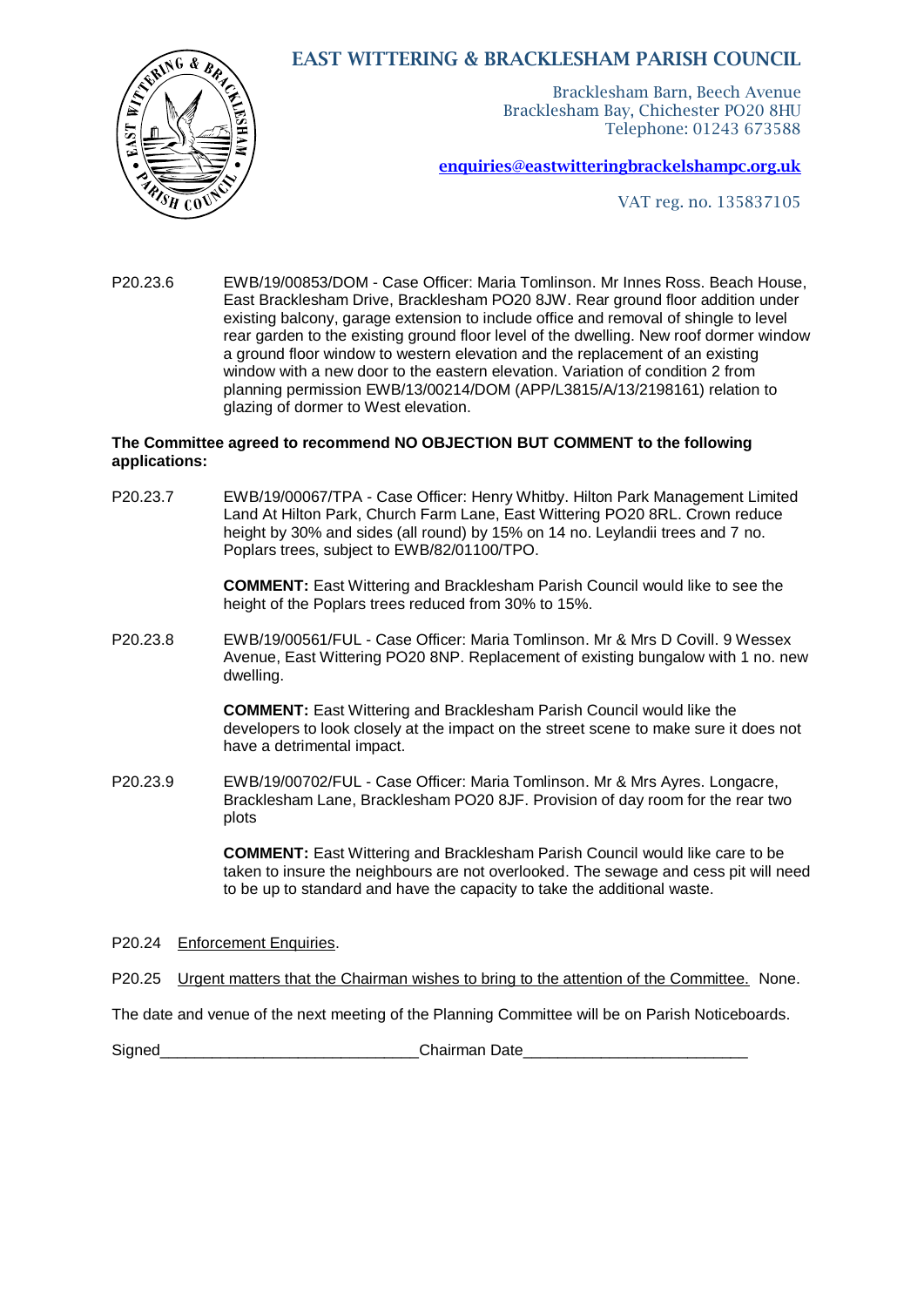# EAST WITTERING & BRACKLESHAM PARISH COUNCIL

Bracklesham Barn, Beech Avenue
Bracklesham Bay, Chichester PO20 8HU
Telephone: 01243 673588

enquiries@eastwitteringbrackelshampc.org.uk

VAT reg. no. 135837105

P20.23.6 EWB/19/00853/DOM - Case Officer: Maria Tomlinson. Mr Innes Ross. Beach House, East Bracklesham Drive, Bracklesham PO20 8JW. Rear ground floor addition under existing balcony, garage extension to include office and removal of shingle to level rear garden to the existing ground floor level of the dwelling. New roof dormer window a ground floor window to western elevation and the replacement of an existing window with a new door to the eastern elevation. Variation of condition 2 from planning permission EWB/13/00214/DOM (APP/L3815/A/13/2198161) relation to glazing of dormer to West elevation.

**The Committee agreed to recommend NO OBJECTION BUT COMMENT to the following applications:**

P20.23.7 EWB/19/00067/TPA - Case Officer: Henry Whitby. Hilton Park Management Limited Land At Hilton Park, Church Farm Lane, East Wittering PO20 8RL. Crown reduce height by 30% and sides (all round) by 15% on 14 no. Leylandii trees and 7 no. Poplars trees, subject to EWB/82/01100/TPO.

**COMMENT:** East Wittering and Bracklesham Parish Council would like to see the height of the Poplars trees reduced from 30% to 15%.

P20.23.8 EWB/19/00561/FUL - Case Officer: Maria Tomlinson. Mr & Mrs D Covill. 9 Wessex Avenue, East Wittering PO20 8NP. Replacement of existing bungalow with 1 no. new dwelling.

**COMMENT:** East Wittering and Bracklesham Parish Council would like the developers to look closely at the impact on the street scene to make sure it does not have a detrimental impact.

P20.23.9 EWB/19/00702/FUL - Case Officer: Maria Tomlinson. Mr & Mrs Ayres. Longacre, Bracklesham Lane, Bracklesham PO20 8JF. Provision of day room for the rear two plots

**COMMENT:** East Wittering and Bracklesham Parish Council would like care to be taken to insure the neighbours are not overlooked. The sewage and cess pit will need to be up to standard and have the capacity to take the additional waste.

P20.24 Enforcement Enquiries.

P20.25 Urgent matters that the Chairman wishes to bring to the attention of the Committee. None.

The date and venue of the next meeting of the Planning Committee will be on Parish Noticeboards.

Signed_____________________________Chairman Date_________________________